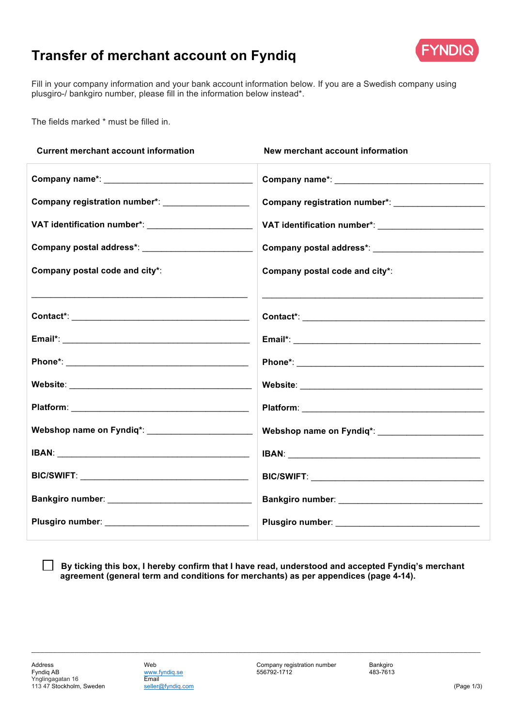# Transfer of merchant account on Fyndiq

FYNDIQ

Fill in your company information and your bank account information below. If you are a Swedish company using plusgiro-/ bankgiro number, please fill in the information below instead*.

The fields marked * must be filled in.

| Current merchant account information | New merchant account information |
| --- | --- |
| **Company name*:** ______________________________ | **Company name*:** ______________________________ |
| **Company registration number*:** _________________ | **Company registration number*:** _________________ |
| **VAT identification number*:** _____________________ | **VAT identification number*:** _____________________ |
| **Company postal address*:** _______________________ | **Company postal address*:** _______________________ |
| **Company postal code and city*:** ______________________________ | **Company postal code and city*:** ______________________________ |
| **Contact*:** ____________________________________ | **Contact*:** ____________________________________ |
| **Email*:** ______________________________________ | **Email*:** ______________________________________ |
| **Phone*:** _____________________________________ | **Phone*:** _____________________________________ |
| **Website**: _____________________________________ | **Website**: _____________________________________ |
| **Platform**: ____________________________________ | **Platform**: ____________________________________ |
| **Webshop name on Fyndiq*:** _____________________ | **Webshop name on Fyndiq*:** _____________________ |
| **IBAN**: _______________________________________ | **IBAN**: _______________________________________ |
| **BIC/SWIFT**: ___________________________________ | **BIC/SWIFT**: ___________________________________ |
| **Bankgiro number**: ______________________________ | **Bankgiro number**: ______________________________ |
| **Plusgiro number**: _______________________________ | **Plusgiro number**: _______________________________ |

☐ **By ticking this box, I hereby confirm that I have read, understood and accepted Fyndiq's merchant agreement (general term and conditions for merchants) as per appendices (page 4-14).**

---

| Address | Web | Company registration number | Bankgiro |
| --- | --- | --- | --- |
| Fyndiq AB<br>Ynglingagatan 16<br>113 47 Stockholm, Sweden | www.fyndiq.se<br>Email<br>seller@fyndiq.com | 556792-1712 | 483-7613 |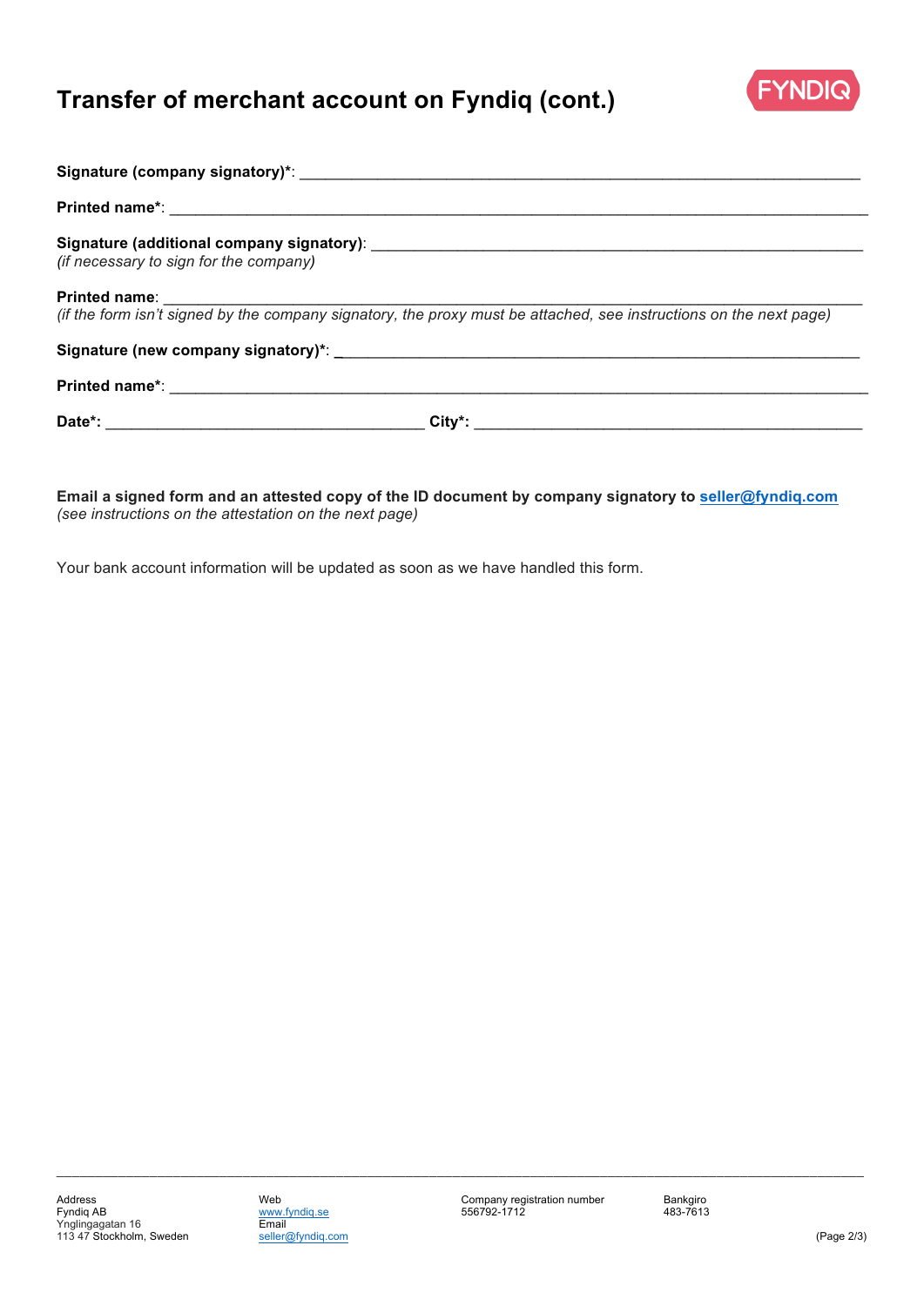# Transfer of merchant account on Fyndiq (cont.)

**Signature (company signatory)***: ____________________________________________________________

**Printed name***: ____________________________________________________________________________

**Signature (additional company signatory)**: ____________________________________________________
*(if necessary to sign for the company)*

**Printed name**: _____________________________________________________________________________
*(if the form isn't signed by the company signatory, the proxy must be attached, see instructions on the next page)*

**Signature (new company signatory)***: ________________________________________________________

**Printed name***: ____________________________________________________________________________

**Date*:** ___________________________________ **City*:** ____________________________________________

**Email a signed form and an attested copy of the ID document by company signatory to [seller@fyndiq.com](mailto:seller@fyndiq.com)**
*(see instructions on the attestation on the next page)*

Your bank account information will be updated as soon as we have handled this form.

Address
Fyndiq AB
Ynglingagatan 16
113 47 Stockholm, Sweden

Web
[www.fyndiq.se](http://www.fyndiq.se)
Email
[seller@fyndiq.com](mailto:seller@fyndiq.com)

Company registration number
556792-1712

Bankgiro
483-7613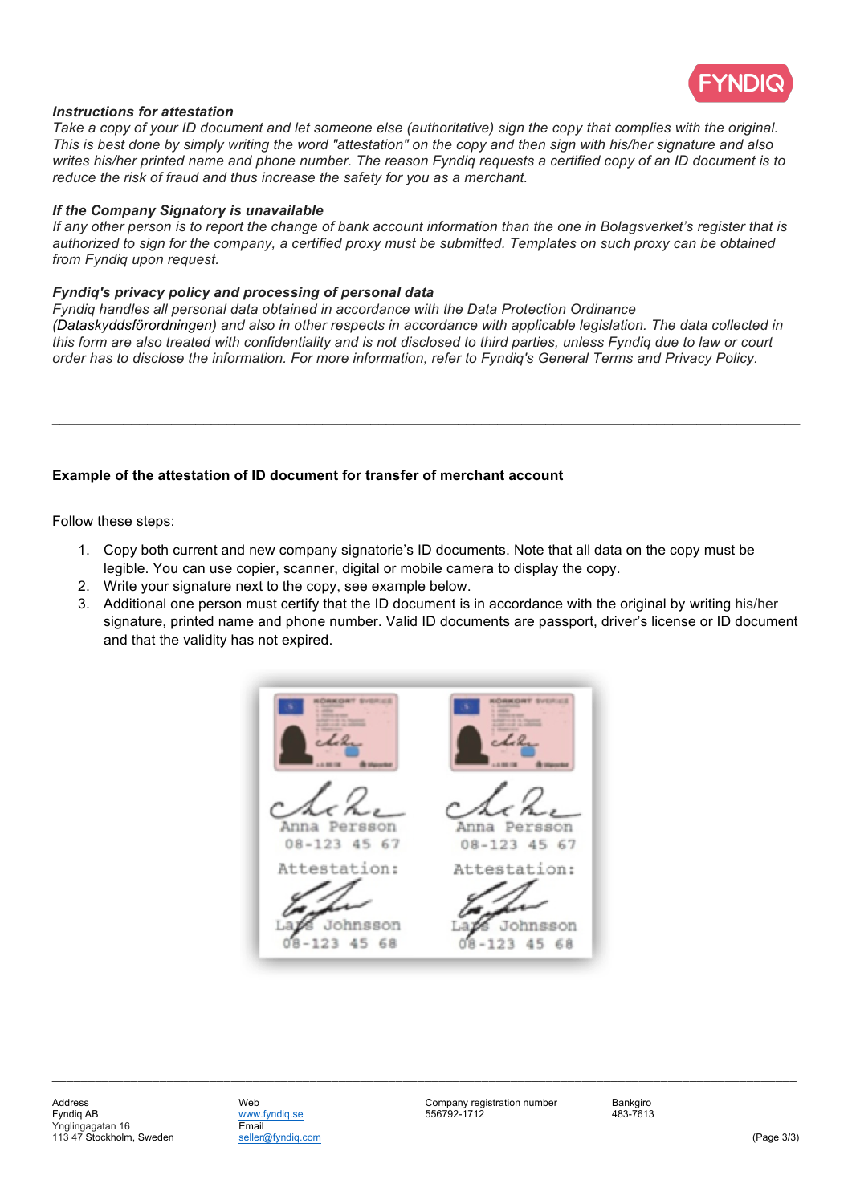### *Instructions for attestation*

*Take a copy of your ID document and let someone else (authoritative) sign the copy that complies with the original. This is best done by simply writing the word "attestation" on the copy and then sign with his/her signature and also writes his/her printed name and phone number. The reason Fyndiq requests a certified copy of an ID document is to reduce the risk of fraud and thus increase the safety for you as a merchant.*

### *If the Company Signatory is unavailable*

*If any other person is to report the change of bank account information than the one in Bolagsverket's register that is authorized to sign for the company, a certified proxy must be submitted. Templates on such proxy can be obtained from Fyndiq upon request.*

### *Fyndiq's privacy policy and processing of personal data*

*Fyndiq handles all personal data obtained in accordance with the Data Protection Ordinance (Dataskyddsförordningen) and also in other respects in accordance with applicable legislation. The data collected in this form are also treated with confidentiality and is not disclosed to third parties, unless Fyndiq due to law or court order has to disclose the information. For more information, refer to Fyndiq's General Terms and Privacy Policy.*

---

**Example of the attestation of ID document for transfer of merchant account**

Follow these steps:

1. Copy both current and new company signatorie's ID documents. Note that all data on the copy must be legible. You can use copier, scanner, digital or mobile camera to display the copy.
2. Write your signature next to the copy, see example below.
3. Additional one person must certify that the ID document is in accordance with the original by writing his/her signature, printed name and phone number. Valid ID documents are passport, driver's license or ID document and that the validity has not expired.

---

Address
Fyndiq AB
Ynglingagatan 16
113 47 Stockholm, Sweden

Web
www.fyndiq.se
Email
seller@fyndiq.com

Company registration number
556792-1712

Bankgiro
483-7613